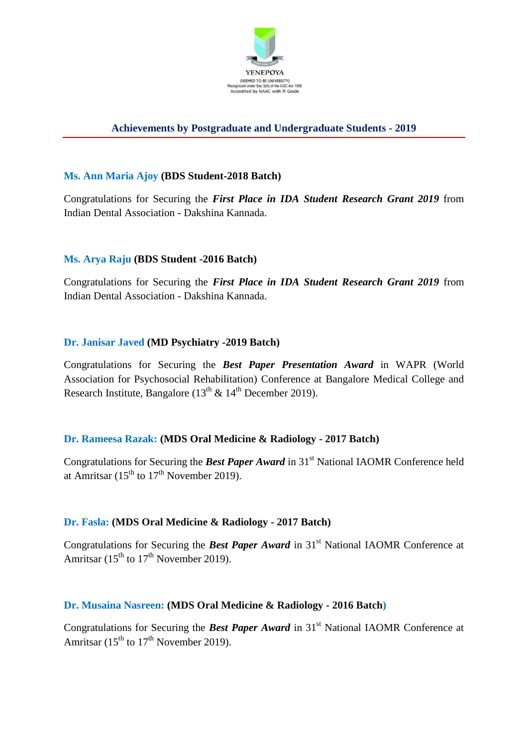YENEPOYA

(DEEMED TO BE UNIVERSITY)
Recognized under Sec 3(A) of the UGC Act 1956
Accredited by NAAC with 'A' Grade

## Achievements by Postgraduate and Undergraduate Students - 2019

**Ms. Ann Maria Ajoy (BDS Student-2018 Batch)**

Congratulations for Securing the ***First Place in IDA Student Research Grant 2019*** from Indian Dental Association - Dakshina Kannada.

**Ms. Arya Raju (BDS Student -2016 Batch)**

Congratulations for Securing the ***First Place in IDA Student Research Grant 2019*** from Indian Dental Association - Dakshina Kannada.

**Dr. Janisar Javed (MD Psychiatry -2019 Batch)**

Congratulations for Securing the ***Best Paper Presentation Award*** in WAPR (World Association for Psychosocial Rehabilitation) Conference at Bangalore Medical College and Research Institute, Bangalore (13th & 14th December 2019).

**Dr. Rameesa Razak: (MDS Oral Medicine & Radiology - 2017 Batch)**

Congratulations for Securing the ***Best Paper Award*** in 31st National IAOMR Conference held at Amritsar (15th to 17th November 2019).

**Dr. Fasla: (MDS Oral Medicine & Radiology - 2017 Batch)**

Congratulations for Securing the ***Best Paper Award*** in 31st National IAOMR Conference at Amritsar (15th to 17th November 2019).

**Dr. Musaina Nasreen: (MDS Oral Medicine & Radiology - 2016 Batch)**

Congratulations for Securing the ***Best Paper Award*** in 31st National IAOMR Conference at Amritsar (15th to 17th November 2019).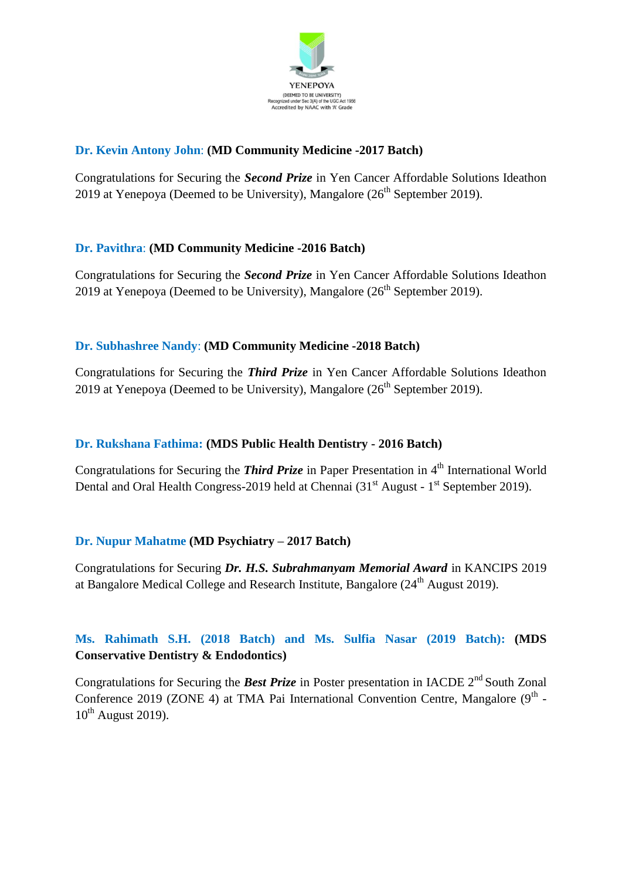YENEPOYA
(DEEMED TO BE UNIVERSITY)
Recognized under Sec 3(A) of the UGC Act 1956
Accredited by NAAC with 'A' Grade

**Dr. Kevin Antony John: (MD Community Medicine -2017 Batch)**

Congratulations for Securing the ***Second Prize*** in Yen Cancer Affordable Solutions Ideathon 2019 at Yenepoya (Deemed to be University), Mangalore (26th September 2019).

**Dr. Pavithra: (MD Community Medicine -2016 Batch)**

Congratulations for Securing the ***Second Prize*** in Yen Cancer Affordable Solutions Ideathon 2019 at Yenepoya (Deemed to be University), Mangalore (26th September 2019).

**Dr. Subhashree Nandy: (MD Community Medicine -2018 Batch)**

Congratulations for Securing the ***Third Prize*** in Yen Cancer Affordable Solutions Ideathon 2019 at Yenepoya (Deemed to be University), Mangalore (26th September 2019).

**Dr. Rukshana Fathima: (MDS Public Health Dentistry - 2016 Batch)**

Congratulations for Securing the ***Third Prize*** in Paper Presentation in 4th International World Dental and Oral Health Congress-2019 held at Chennai (31st August - 1st September 2019).

**Dr. Nupur Mahatme (MD Psychiatry – 2017 Batch)**

Congratulations for Securing ***Dr. H.S. Subrahmanyam Memorial Award*** in KANCIPS 2019 at Bangalore Medical College and Research Institute, Bangalore (24th August 2019).

**Ms. Rahimath S.H. (2018 Batch) and Ms. Sulfia Nasar (2019 Batch): (MDS Conservative Dentistry & Endodontics)**

Congratulations for Securing the ***Best Prize*** in Poster presentation in IACDE 2nd South Zonal Conference 2019 (ZONE 4) at TMA Pai International Convention Centre, Mangalore (9th - 10th August 2019).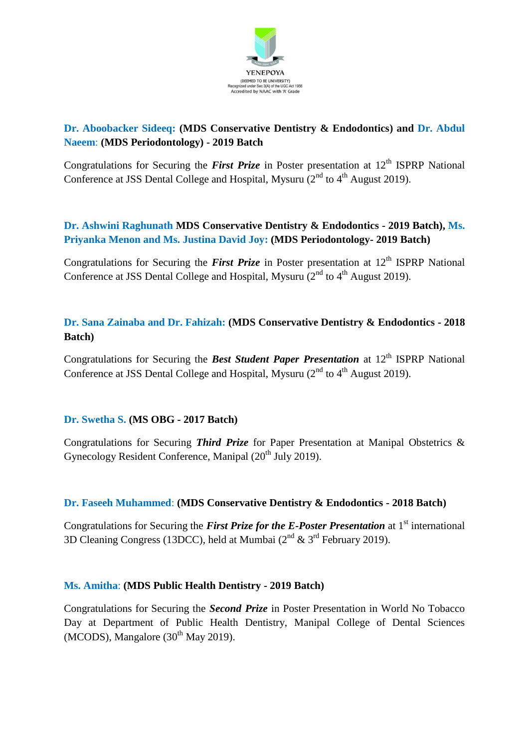**Dr. Aboobacker Sideeq: (MDS Conservative Dentistry & Endodontics) and Dr. Abdul Naeem: (MDS Periodontology) - 2019 Batch**

Congratulations for Securing the ***First Prize*** in Poster presentation at 12th ISPRP National Conference at JSS Dental College and Hospital, Mysuru (2nd to 4th August 2019).

**Dr. Ashwini Raghunath MDS Conservative Dentistry & Endodontics - 2019 Batch), Ms. Priyanka Menon and Ms. Justina David Joy: (MDS Periodontology- 2019 Batch)**

Congratulations for Securing the ***First Prize*** in Poster presentation at 12th ISPRP National Conference at JSS Dental College and Hospital, Mysuru (2nd to 4th August 2019).

**Dr. Sana Zainaba and Dr. Fahizah: (MDS Conservative Dentistry & Endodontics - 2018 Batch)**

Congratulations for Securing the ***Best Student Paper Presentation*** at 12th ISPRP National Conference at JSS Dental College and Hospital, Mysuru (2nd to 4th August 2019).

**Dr. Swetha S. (MS OBG - 2017 Batch)**

Congratulations for Securing ***Third Prize*** for Paper Presentation at Manipal Obstetrics & Gynecology Resident Conference, Manipal (20th July 2019).

**Dr. Faseeh Muhammed: (MDS Conservative Dentistry & Endodontics - 2018 Batch)**

Congratulations for Securing the ***First Prize for the E-Poster Presentation*** at 1st international 3D Cleaning Congress (13DCC), held at Mumbai (2nd & 3rd February 2019).

**Ms. Amitha: (MDS Public Health Dentistry - 2019 Batch)**

Congratulations for Securing the ***Second Prize*** in Poster Presentation in World No Tobacco Day at Department of Public Health Dentistry, Manipal College of Dental Sciences (MCODS), Mangalore (30th May 2019).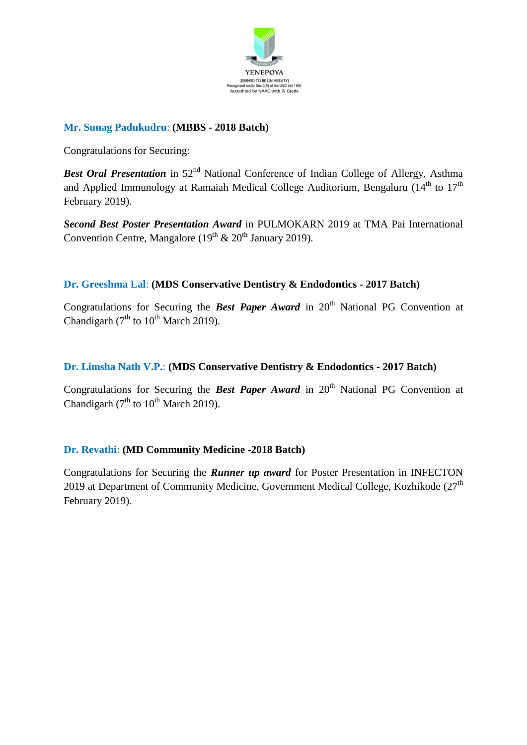YENEPOYA

(DEEMED TO BE UNIVERSITY)
Recognized under Sec 3(A) of the UGC Act 1956
Accredited by NAAC with 'A' Grade

**Mr. Sunag Padukudru: (MBBS - 2018 Batch)**

Congratulations for Securing:

***Best Oral Presentation*** in 52nd National Conference of Indian College of Allergy, Asthma and Applied Immunology at Ramaiah Medical College Auditorium, Bengaluru (14th to 17th February 2019).

***Second Best Poster Presentation Award*** in PULMOKARN 2019 at TMA Pai International Convention Centre, Mangalore (19th & 20th January 2019).

**Dr. Greeshma Lal: (MDS Conservative Dentistry & Endodontics - 2017 Batch)**

Congratulations for Securing the ***Best Paper Award*** in 20th National PG Convention at Chandigarh (7th to 10th March 2019).

**Dr. Limsha Nath V.P.: (MDS Conservative Dentistry & Endodontics - 2017 Batch)**

Congratulations for Securing the ***Best Paper Award*** in 20th National PG Convention at Chandigarh (7th to 10th March 2019).

**Dr. Revathi: (MD Community Medicine -2018 Batch)**

Congratulations for Securing the ***Runner up award*** for Poster Presentation in INFECTON 2019 at Department of Community Medicine, Government Medical College, Kozhikode (27th February 2019).